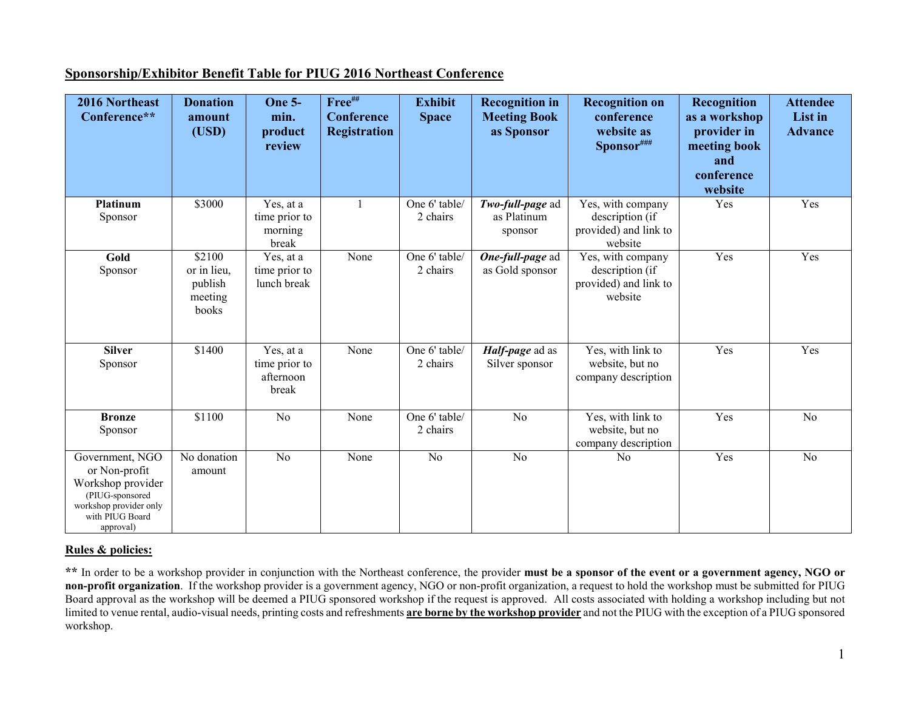## Sponsorship/Exhibitor Benefit Table for PIUG 2016 Northeast Conference

| 2016 Northeast Conference** | Donation amount (USD) | One 5-min. product review | Free[##] Conference Registration | Exhibit Space | Recognition in Meeting Book as Sponsor | Recognition on conference website as Sponsor[###] | Recognition as a workshop provider in meeting book and conference website | Attendee List in Advance |
|---|---|---|---|---|---|---|---|---|
| **Platinum** Sponsor | $3000 | Yes, at a time prior to morning break | 1 | One 6' table/ 2 chairs | ***Two-full-page*** ad as Platinum sponsor | Yes, with company description (if provided) and link to website | Yes | Yes |
| **Gold** Sponsor | $2100 or in lieu, publish meeting books | Yes, at a time prior to lunch break | None | One 6' table/ 2 chairs | ***One-full-page*** ad as Gold sponsor | Yes, with company description (if provided) and link to website | Yes | Yes |
| **Silver** Sponsor | $1400 | Yes, at a time prior to afternoon break | None | One 6' table/ 2 chairs | ***Half-page*** ad as Silver sponsor | Yes, with link to website, but no company description | Yes | Yes |
| **Bronze** Sponsor | $1100 | No | None | One 6' table/ 2 chairs | No | Yes, with link to website, but no company description | Yes | No |
| Government, NGO or Non-profit Workshop provider (PIUG-sponsored workshop provider only with PIUG Board approval) | No donation amount | No | None | No | No | No | Yes | No |

**Rules & policies:**

**\*\*** In order to be a workshop provider in conjunction with the Northeast conference, the provider **must be a sponsor of the event or a government agency, NGO or non-profit organization**. If the workshop provider is a government agency, NGO or non-profit organization, a request to hold the workshop must be submitted for PIUG Board approval as the workshop will be deemed a PIUG sponsored workshop if the request is approved. All costs associated with holding a workshop including but not limited to venue rental, audio-visual needs, printing costs and refreshments **are borne by the workshop provider** and not the PIUG with the exception of a PIUG sponsored workshop.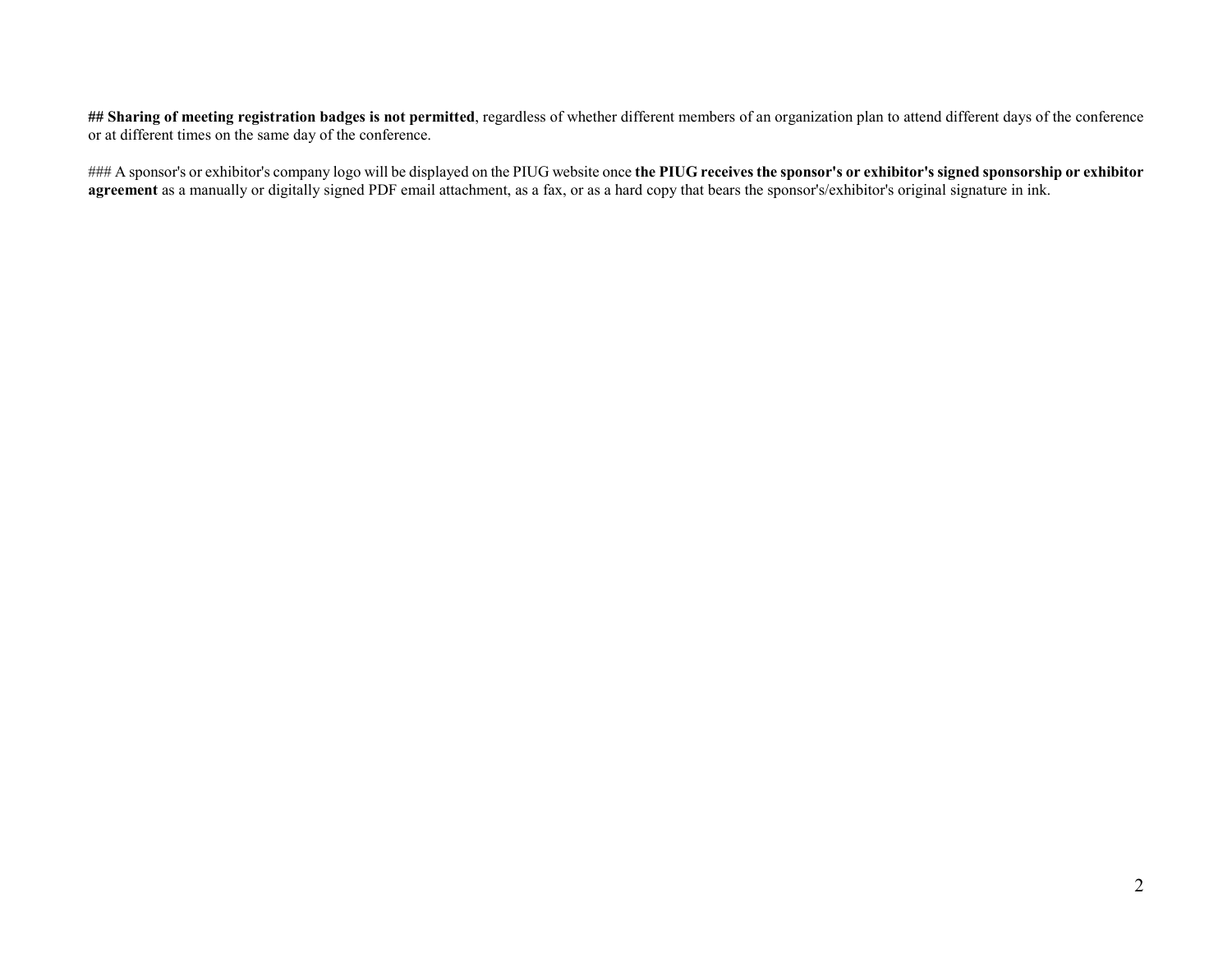## **Sharing of meeting registration badges is not permitted**, regardless of whether different members of an organization plan to attend different days of the conference or at different times on the same day of the conference.

### A sponsor's or exhibitor's company logo will be displayed on the PIUG website once **the PIUG receives the sponsor's or exhibitor's signed sponsorship or exhibitor agreement** as a manually or digitally signed PDF email attachment, as a fax, or as a hard copy that bears the sponsor's/exhibitor's original signature in ink.